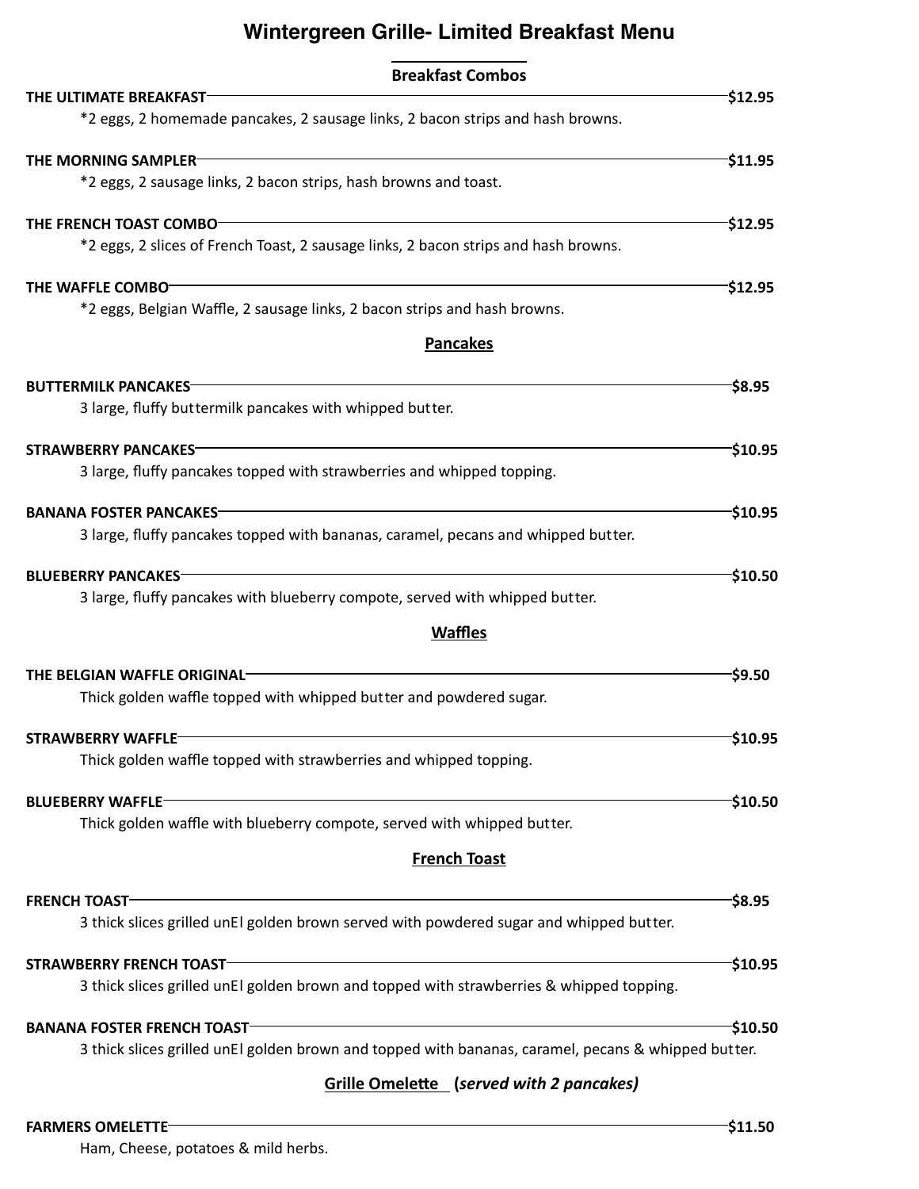# Wintergreen Grille- Limited Breakfast Menu

## Breakfast Combos

**THE ULTIMATE BREAKFAST** — **$12.95**
*2 eggs, 2 homemade pancakes, 2 sausage links, 2 bacon strips and hash browns.

**THE MORNING SAMPLER** — **$11.95**
*2 eggs, 2 sausage links, 2 bacon strips, hash browns and toast.

**THE FRENCH TOAST COMBO** — **$12.95**
*2 eggs, 2 slices of French Toast, 2 sausage links, 2 bacon strips and hash browns.

**THE WAFFLE COMBO** — **$12.95**
*2 eggs, Belgian Waffle, 2 sausage links, 2 bacon strips and hash browns.

## Pancakes

**BUTTERMILK PANCAKES** — **$8.95**
3 large, fluffy buttermilk pancakes with whipped butter.

**STRAWBERRY PANCAKES** — **$10.95**
3 large, fluffy pancakes topped with strawberries and whipped topping.

**BANANA FOSTER PANCAKES** — **$10.95**
3 large, fluffy pancakes topped with bananas, caramel, pecans and whipped butter.

**BLUEBERRY PANCAKES** — **$10.50**
3 large, fluffy pancakes with blueberry compote, served with whipped butter.

## Waffles

**THE BELGIAN WAFFLE ORIGINAL** — **$9.50**
Thick golden waffle topped with whipped butter and powdered sugar.

**STRAWBERRY WAFFLE** — **$10.95**
Thick golden waffle topped with strawberries and whipped topping.

**BLUEBERRY WAFFLE** — **$10.50**
Thick golden waffle with blueberry compote, served with whipped butter.

## French Toast

**FRENCH TOAST** — **$8.95**
3 thick slices grilled unEl golden brown served with powdered sugar and whipped butter.

**STRAWBERRY FRENCH TOAST** — **$10.95**
3 thick slices grilled unEl golden brown and topped with strawberries & whipped topping.

**BANANA FOSTER FRENCH TOAST** — **$10.50**
3 thick slices grilled unEl golden brown and topped with bananas, caramel, pecans & whipped butter.

## Grille Omelette (*served with 2 pancakes)*

**FARMERS OMELETTE** — **$11.50**
Ham, Cheese, potatoes & mild herbs.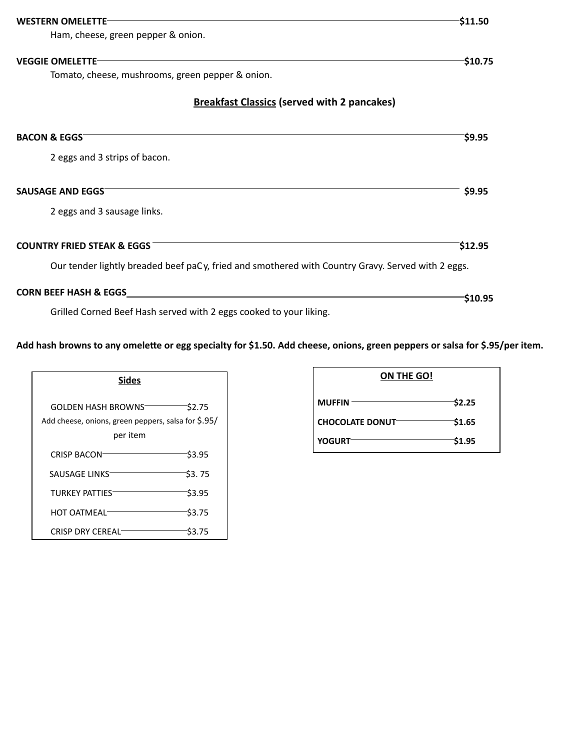**WESTERN OMELETTE** — **$11.50**

Ham, cheese, green pepper & onion.

**VEGGIE OMELETTE** — **$10.75**

Tomato, cheese, mushrooms, green pepper & onion.

## Breakfast Classics (served with 2 pancakes)

**BACON & EGGS** — **$9.95**

2 eggs and 3 strips of bacon.

**SAUSAGE AND EGGS** — **$9.95**

2 eggs and 3 sausage links.

**COUNTRY FRIED STEAK & EGGS** — **$12.95**

Our tender lightly breaded beef paCy, fried and smothered with Country Gravy. Served with 2 eggs.

**CORN BEEF HASH & EGGS** — **$10.95**

Grilled Corned Beef Hash served with 2 eggs cooked to your liking.

**Add hash browns to any omelette or egg specialty for $1.50. Add cheese, onions, green peppers or salsa for $.95/per item.**

### Sides

| Item | Price |
|---|---|
| GOLDEN HASH BROWNS | $2.75 |
| Add cheese, onions, green peppers, salsa for $.95/ per item | |
| CRISP BACON | $3.95 |
| SAUSAGE LINKS | $3. 75 |
| TURKEY PATTIES | $3.95 |
| HOT OATMEAL | $3.75 |
| CRISP DRY CEREAL | $3.75 |

### ON THE GO!

| Item | Price |
|---|---|
| **MUFFIN** | **$2.25** |
| **CHOCOLATE DONUT** | **$1.65** |
| **YOGURT** | **$1.95** |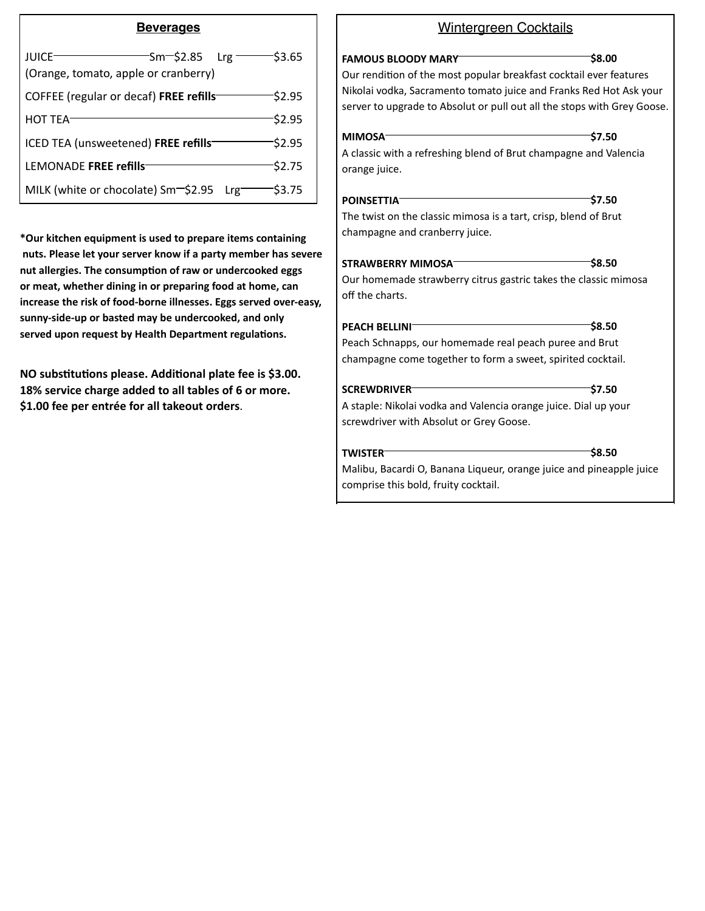## Beverages

JUICE — Sm — $2.85 Lrg — $3.65
(Orange, tomato, apple or cranberry)

COFFEE (regular or decaf) **FREE refills** — $2.95

HOT TEA — $2.95

ICED TEA (unsweetened) **FREE refills** — $2.95

LEMONADE **FREE refills** — $2.75

MILK (white or chocolate) Sm — $2.95 Lrg — $3.75

**\*Our kitchen equipment is used to prepare items containing nuts. Please let your server know if a party member has severe nut allergies. The consumption of raw or undercooked eggs or meat, whether dining in or preparing food at home, can increase the risk of food-borne illnesses. Eggs served over-easy, sunny-side-up or basted may be undercooked, and only served upon request by Health Department regulations.**

**NO substitutions please. Additional plate fee is $3.00.**
**18% service charge added to all tables of 6 or more.**
**$1.00 fee per entrée for all takeout orders**.

## Wintergreen Cocktails

**FAMOUS BLOODY MARY — $8.00**
Our rendition of the most popular breakfast cocktail ever features Nikolai vodka, Sacramento tomato juice and Franks Red Hot Ask your server to upgrade to Absolut or pull out all the stops with Grey Goose.

**MIMOSA — $7.50**
A classic with a refreshing blend of Brut champagne and Valencia orange juice.

**POINSETTIA — $7.50**
The twist on the classic mimosa is a tart, crisp, blend of Brut champagne and cranberry juice.

**STRAWBERRY MIMOSA — $8.50**
Our homemade strawberry citrus gastric takes the classic mimosa off the charts.

**PEACH BELLINI — $8.50**
Peach Schnapps, our homemade real peach puree and Brut champagne come together to form a sweet, spirited cocktail.

**SCREWDRIVER — $7.50**
A staple: Nikolai vodka and Valencia orange juice. Dial up your screwdriver with Absolut or Grey Goose.

**TWISTER — $8.50**
Malibu, Bacardi O, Banana Liqueur, orange juice and pineapple juice comprise this bold, fruity cocktail.